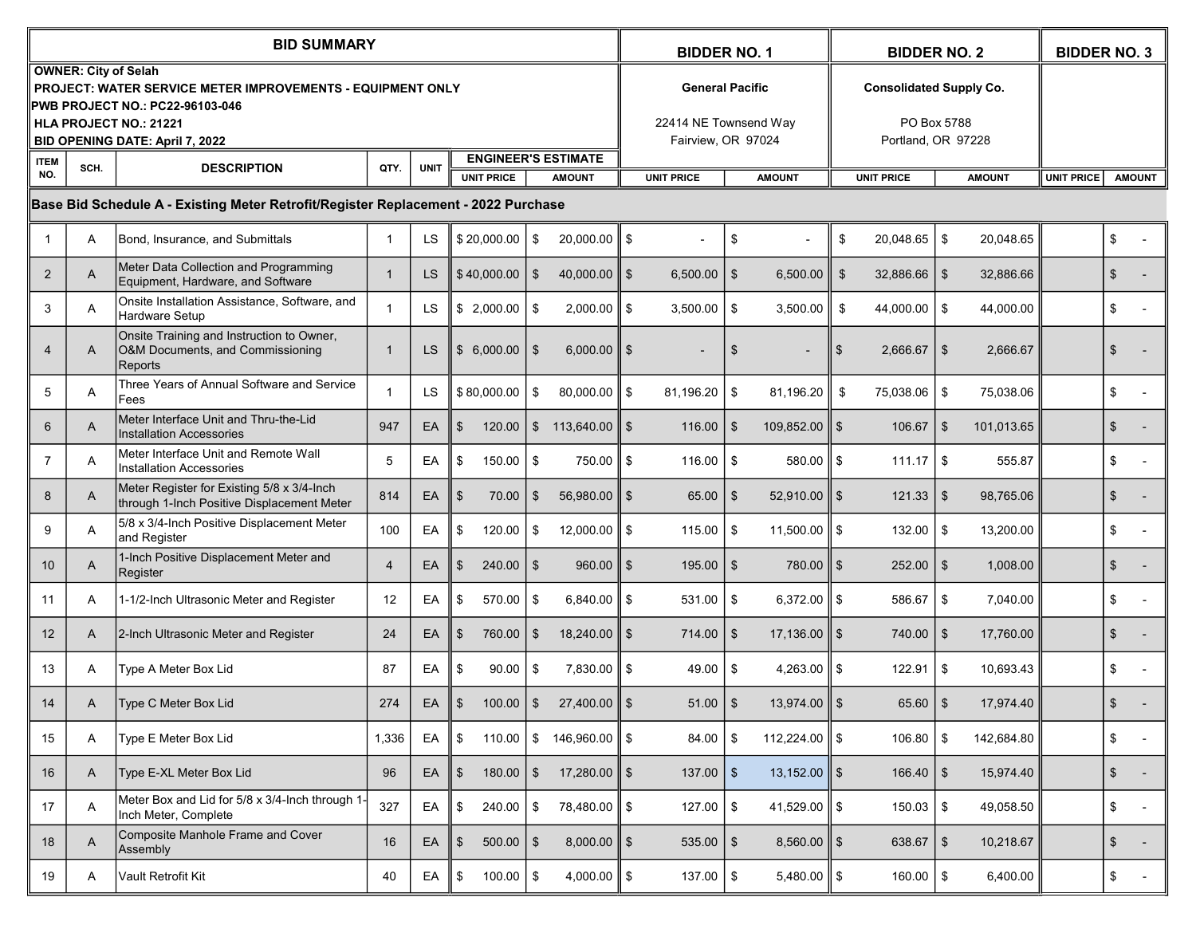| BID SUMMARY | | | | | | | BIDDER NO. 1 | | BIDDER NO. 2 | | BIDDER NO. 3 | |
|---|---|---|---|---|---|---|---|---|---|---|---|---|
| **OWNER: City of Selah**<br>**PROJECT: WATER SERVICE METER IMPROVEMENTS - EQUIPMENT ONLY**<br>**PWB PROJECT NO.: PC22-96103-046**<br>**HLA PROJECT NO.: 21221**<br>**BID OPENING DATE: April 7, 2022** | | | | | | | **General Pacific**<br><br>22414 NE Townsend Way<br>Fairview, OR 97024 | | **Consolidated Supply Co.**<br><br>PO Box 5788<br>Portland, OR 97228 | | | |
| ITEM NO. | SCH. | DESCRIPTION | QTY. | UNIT | ENGINEER'S ESTIMATE | | | | | | | |
| | | | | | UNIT PRICE | AMOUNT | UNIT PRICE | AMOUNT | UNIT PRICE | AMOUNT | UNIT PRICE | AMOUNT |
| **Base Bid Schedule A - Existing Meter Retrofit/Register Replacement - 2022 Purchase** | | | | | | | | | | | | |
| 1 | A | Bond, Insurance, and Submittals | 1 | LS | $ 20,000.00 | $ 20,000.00 | $ - | $ - | $ 20,048.65 | $ 20,048.65 | | $ - |
| 2 | A | Meter Data Collection and Programming Equipment, Hardware, and Software | 1 | LS | $ 40,000.00 | $ 40,000.00 | $ 6,500.00 | $ 6,500.00 | $ 32,886.66 | $ 32,886.66 | | $ - |
| 3 | A | Onsite Installation Assistance, Software, and Hardware Setup | 1 | LS | $ 2,000.00 | $ 2,000.00 | $ 3,500.00 | $ 3,500.00 | $ 44,000.00 | $ 44,000.00 | | $ - |
| 4 | A | Onsite Training and Instruction to Owner, O&M Documents, and Commissioning Reports | 1 | LS | $ 6,000.00 | $ 6,000.00 | $ - | $ - | $ 2,666.67 | $ 2,666.67 | | $ - |
| 5 | A | Three Years of Annual Software and Service Fees | 1 | LS | $ 80,000.00 | $ 80,000.00 | $ 81,196.20 | $ 81,196.20 | $ 75,038.06 | $ 75,038.06 | | $ - |
| 6 | A | Meter Interface Unit and Thru-the-Lid Installation Accessories | 947 | EA | $ 120.00 | $ 113,640.00 | $ 116.00 | $ 109,852.00 | $ 106.67 | $ 101,013.65 | | $ - |
| 7 | A | Meter Interface Unit and Remote Wall Installation Accessories | 5 | EA | $ 150.00 | $ 750.00 | $ 116.00 | $ 580.00 | $ 111.17 | $ 555.87 | | $ - |
| 8 | A | Meter Register for Existing 5/8 x 3/4-Inch through 1-Inch Positive Displacement Meter | 814 | EA | $ 70.00 | $ 56,980.00 | $ 65.00 | $ 52,910.00 | $ 121.33 | $ 98,765.06 | | $ - |
| 9 | A | 5/8 x 3/4-Inch Positive Displacement Meter and Register | 100 | EA | $ 120.00 | $ 12,000.00 | $ 115.00 | $ 11,500.00 | $ 132.00 | $ 13,200.00 | | $ - |
| 10 | A | 1-Inch Positive Displacement Meter and Register | 4 | EA | $ 240.00 | $ 960.00 | $ 195.00 | $ 780.00 | $ 252.00 | $ 1,008.00 | | $ - |
| 11 | A | 1-1/2-Inch Ultrasonic Meter and Register | 12 | EA | $ 570.00 | $ 6,840.00 | $ 531.00 | $ 6,372.00 | $ 586.67 | $ 7,040.00 | | $ - |
| 12 | A | 2-Inch Ultrasonic Meter and Register | 24 | EA | $ 760.00 | $ 18,240.00 | $ 714.00 | $ 17,136.00 | $ 740.00 | $ 17,760.00 | | $ - |
| 13 | A | Type A Meter Box Lid | 87 | EA | $ 90.00 | $ 7,830.00 | $ 49.00 | $ 4,263.00 | $ 122.91 | $ 10,693.43 | | $ - |
| 14 | A | Type C Meter Box Lid | 274 | EA | $ 100.00 | $ 27,400.00 | $ 51.00 | $ 13,974.00 | $ 65.60 | $ 17,974.40 | | $ - |
| 15 | A | Type E Meter Box Lid | 1,336 | EA | $ 110.00 | $ 146,960.00 | $ 84.00 | $ 112,224.00 | $ 106.80 | $ 142,684.80 | | $ - |
| 16 | A | Type E-XL Meter Box Lid | 96 | EA | $ 180.00 | $ 17,280.00 | $ 137.00 | $ 13,152.00 | $ 166.40 | $ 15,974.40 | | $ - |
| 17 | A | Meter Box and Lid for 5/8 x 3/4-Inch through 1-Inch Meter, Complete | 327 | EA | $ 240.00 | $ 78,480.00 | $ 127.00 | $ 41,529.00 | $ 150.03 | $ 49,058.50 | | $ - |
| 18 | A | Composite Manhole Frame and Cover Assembly | 16 | EA | $ 500.00 | $ 8,000.00 | $ 535.00 | $ 8,560.00 | $ 638.67 | $ 10,218.67 | | $ - |
| 19 | A | Vault Retrofit Kit | 40 | EA | $ 100.00 | $ 4,000.00 | $ 137.00 | $ 5,480.00 | $ 160.00 | $ 6,400.00 | | $ - |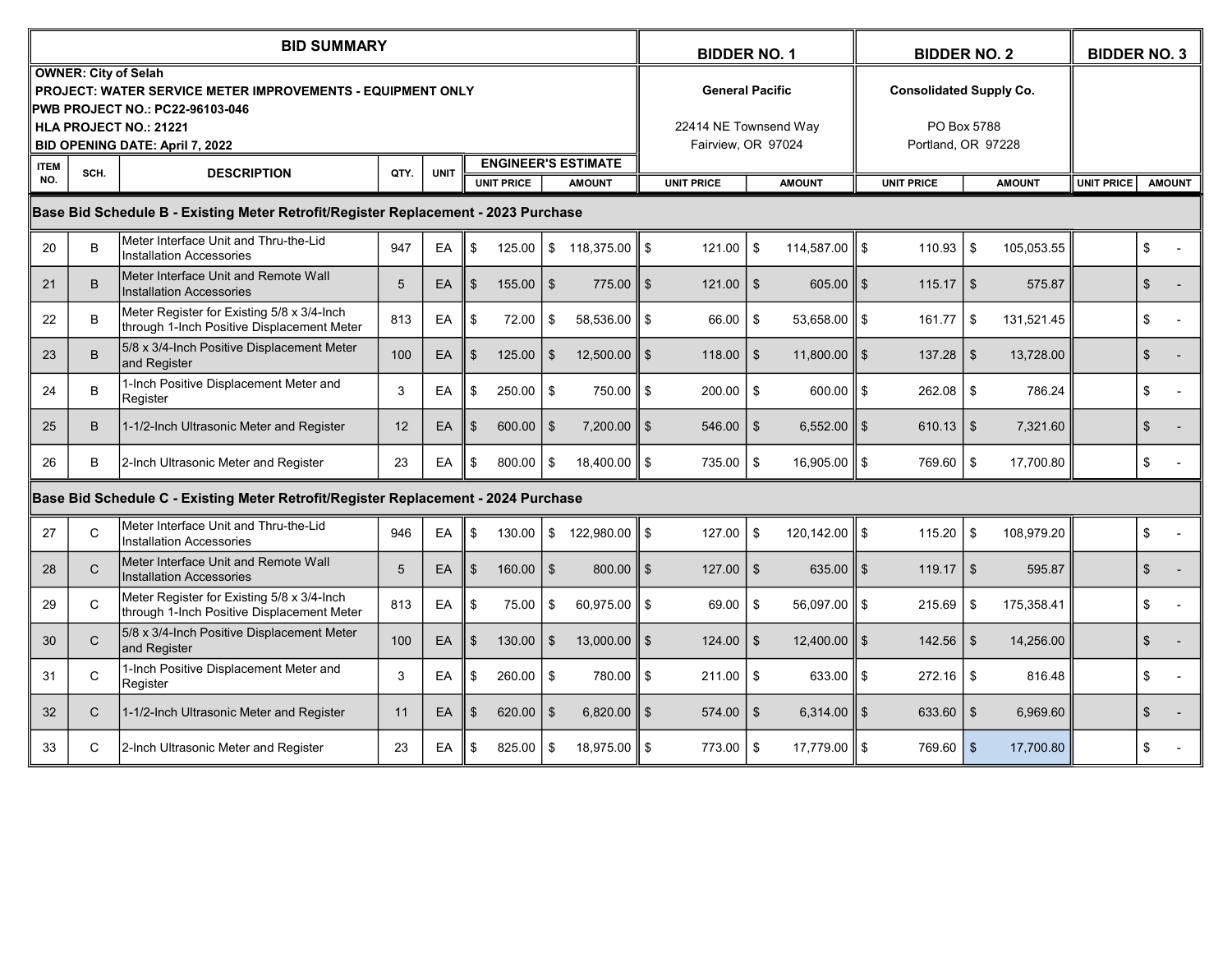| BID SUMMARY | | | | | | | BIDDER NO. 1 | | BIDDER NO. 2 | | BIDDER NO. 3 | |
|---|---|---|---|---|---|---|---|---|---|---|---|---|
| **OWNER: City of Selah**<br>**PROJECT: WATER SERVICE METER IMPROVEMENTS - EQUIPMENT ONLY**<br>**PWB PROJECT NO.: PC22-96103-046**<br>**HLA PROJECT NO.: 21221**<br>**BID OPENING DATE: April 7, 2022** | | | | | | | **General Pacific**<br>22414 NE Townsend Way<br>Fairview, OR 97024 | | **Consolidated Supply Co.**<br>PO Box 5788<br>Portland, OR 97228 | | | |
| ITEM NO. | SCH. | DESCRIPTION | QTY. | UNIT | ENGINEER'S ESTIMATE | | | | | | | |
| | | | | | UNIT PRICE | AMOUNT | UNIT PRICE | AMOUNT | UNIT PRICE | AMOUNT | UNIT PRICE | AMOUNT |
| **Base Bid Schedule B - Existing Meter Retrofit/Register Replacement - 2023 Purchase** | | | | | | | | | | | | |
| 20 | B | Meter Interface Unit and Thru-the-Lid Installation Accessories | 947 | EA | $ 125.00 | $ 118,375.00 | $ 121.00 | $ 114,587.00 | $ 110.93 | $ 105,053.55 | | $ - |
| 21 | B | Meter Interface Unit and Remote Wall Installation Accessories | 5 | EA | $ 155.00 | $ 775.00 | $ 121.00 | $ 605.00 | $ 115.17 | $ 575.87 | | $ - |
| 22 | B | Meter Register for Existing 5/8 x 3/4-Inch through 1-Inch Positive Displacement Meter | 813 | EA | $ 72.00 | $ 58,536.00 | $ 66.00 | $ 53,658.00 | $ 161.77 | $ 131,521.45 | | $ - |
| 23 | B | 5/8 x 3/4-Inch Positive Displacement Meter and Register | 100 | EA | $ 125.00 | $ 12,500.00 | $ 118.00 | $ 11,800.00 | $ 137.28 | $ 13,728.00 | | $ - |
| 24 | B | 1-Inch Positive Displacement Meter and Register | 3 | EA | $ 250.00 | $ 750.00 | $ 200.00 | $ 600.00 | $ 262.08 | $ 786.24 | | $ - |
| 25 | B | 1-1/2-Inch Ultrasonic Meter and Register | 12 | EA | $ 600.00 | $ 7,200.00 | $ 546.00 | $ 6,552.00 | $ 610.13 | $ 7,321.60 | | $ - |
| 26 | B | 2-Inch Ultrasonic Meter and Register | 23 | EA | $ 800.00 | $ 18,400.00 | $ 735.00 | $ 16,905.00 | $ 769.60 | $ 17,700.80 | | $ - |
| **Base Bid Schedule C - Existing Meter Retrofit/Register Replacement - 2024 Purchase** | | | | | | | | | | | | |
| 27 | C | Meter Interface Unit and Thru-the-Lid Installation Accessories | 946 | EA | $ 130.00 | $ 122,980.00 | $ 127.00 | $ 120,142.00 | $ 115.20 | $ 108,979.20 | | $ - |
| 28 | C | Meter Interface Unit and Remote Wall Installation Accessories | 5 | EA | $ 160.00 | $ 800.00 | $ 127.00 | $ 635.00 | $ 119.17 | $ 595.87 | | $ - |
| 29 | C | Meter Register for Existing 5/8 x 3/4-Inch through 1-Inch Positive Displacement Meter | 813 | EA | $ 75.00 | $ 60,975.00 | $ 69.00 | $ 56,097.00 | $ 215.69 | $ 175,358.41 | | $ - |
| 30 | C | 5/8 x 3/4-Inch Positive Displacement Meter and Register | 100 | EA | $ 130.00 | $ 13,000.00 | $ 124.00 | $ 12,400.00 | $ 142.56 | $ 14,256.00 | | $ - |
| 31 | C | 1-Inch Positive Displacement Meter and Register | 3 | EA | $ 260.00 | $ 780.00 | $ 211.00 | $ 633.00 | $ 272.16 | $ 816.48 | | $ - |
| 32 | C | 1-1/2-Inch Ultrasonic Meter and Register | 11 | EA | $ 620.00 | $ 6,820.00 | $ 574.00 | $ 6,314.00 | $ 633.60 | $ 6,969.60 | | $ - |
| 33 | C | 2-Inch Ultrasonic Meter and Register | 23 | EA | $ 825.00 | $ 18,975.00 | $ 773.00 | $ 17,779.00 | $ 769.60 | $ 17,700.80 | | $ - |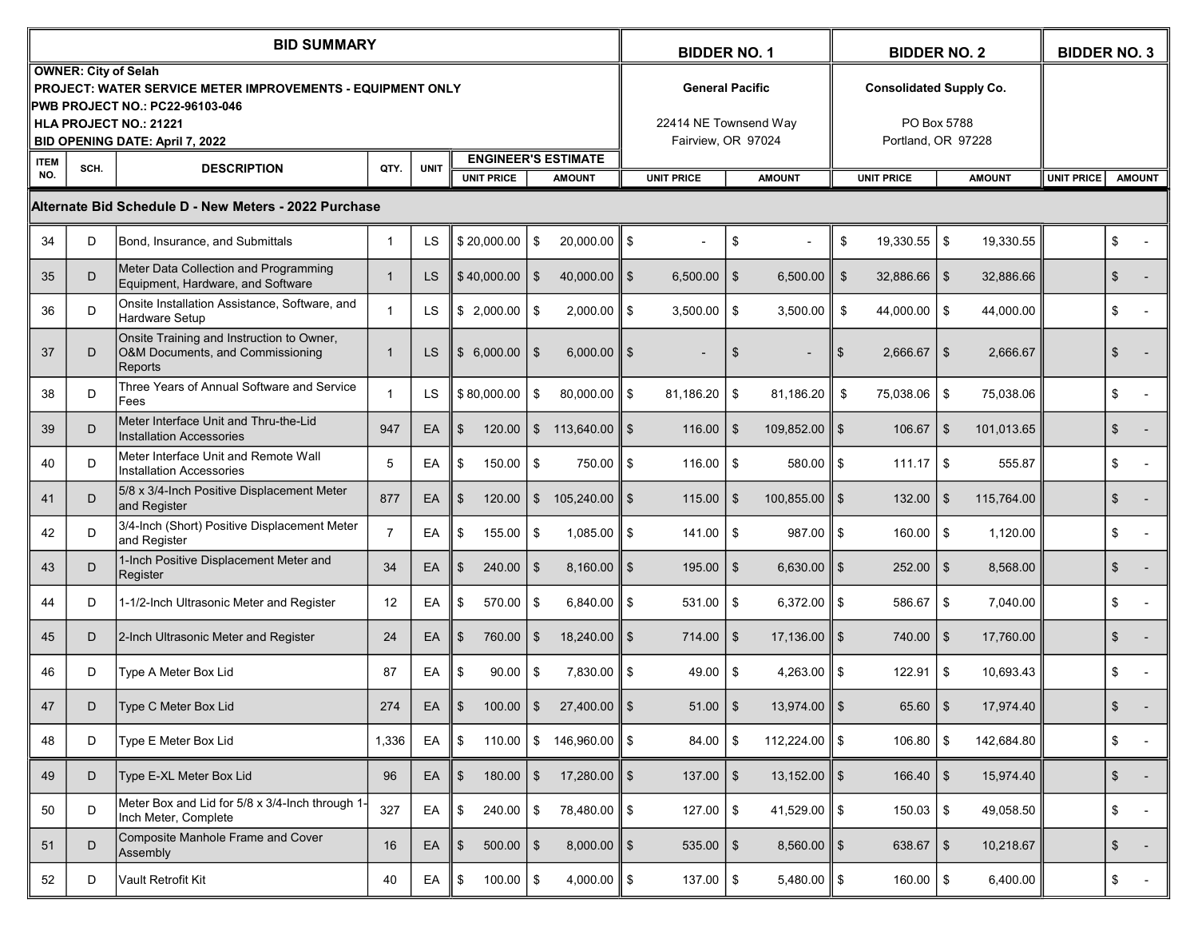| BID SUMMARY | | | | | | | BIDDER NO. 1 | | BIDDER NO. 2 | | BIDDER NO. 3 | |
|---|---|---|---|---|---|---|---|---|---|---|---|---|
| **OWNER: City of Selah**<br>**PROJECT: WATER SERVICE METER IMPROVEMENTS - EQUIPMENT ONLY**<br>**PWB PROJECT NO.: PC22-96103-046**<br>**HLA PROJECT NO.: 21221**<br>**BID OPENING DATE: April 7, 2022** | | | | | | | **General Pacific**<br><br>22414 NE Townsend Way<br>Fairview, OR 97024 | | **Consolidated Supply Co.**<br><br>PO Box 5788<br>Portland, OR 97228 | | | |
| ITEM NO. | SCH. | DESCRIPTION | QTY. | UNIT | ENGINEER'S ESTIMATE | | | | | | | |
| | | | | | UNIT PRICE | AMOUNT | UNIT PRICE | AMOUNT | UNIT PRICE | AMOUNT | UNIT PRICE | AMOUNT |
| **Alternate Bid Schedule D - New Meters - 2022 Purchase** | | | | | | | | | | | | |
| 34 | D | Bond, Insurance, and Submittals | 1 | LS | $ 20,000.00 | $ 20,000.00 | $ - | $ - | $ 19,330.55 | $ 19,330.55 | | $ - |
| 35 | D | Meter Data Collection and Programming Equipment, Hardware, and Software | 1 | LS | $ 40,000.00 | $ 40,000.00 | $ 6,500.00 | $ 6,500.00 | $ 32,886.66 | $ 32,886.66 | | $ - |
| 36 | D | Onsite Installation Assistance, Software, and Hardware Setup | 1 | LS | $ 2,000.00 | $ 2,000.00 | $ 3,500.00 | $ 3,500.00 | $ 44,000.00 | $ 44,000.00 | | $ - |
| 37 | D | Onsite Training and Instruction to Owner, O&M Documents, and Commissioning Reports | 1 | LS | $ 6,000.00 | $ 6,000.00 | $ - | $ - | $ 2,666.67 | $ 2,666.67 | | $ - |
| 38 | D | Three Years of Annual Software and Service Fees | 1 | LS | $ 80,000.00 | $ 80,000.00 | $ 81,186.20 | $ 81,186.20 | $ 75,038.06 | $ 75,038.06 | | $ - |
| 39 | D | Meter Interface Unit and Thru-the-Lid Installation Accessories | 947 | EA | $ 120.00 | $ 113,640.00 | $ 116.00 | $ 109,852.00 | $ 106.67 | $ 101,013.65 | | $ - |
| 40 | D | Meter Interface Unit and Remote Wall Installation Accessories | 5 | EA | $ 150.00 | $ 750.00 | $ 116.00 | $ 580.00 | $ 111.17 | $ 555.87 | | $ - |
| 41 | D | 5/8 x 3/4-Inch Positive Displacement Meter and Register | 877 | EA | $ 120.00 | $ 105,240.00 | $ 115.00 | $ 100,855.00 | $ 132.00 | $ 115,764.00 | | $ - |
| 42 | D | 3/4-Inch (Short) Positive Displacement Meter and Register | 7 | EA | $ 155.00 | $ 1,085.00 | $ 141.00 | $ 987.00 | $ 160.00 | $ 1,120.00 | | $ - |
| 43 | D | 1-Inch Positive Displacement Meter and Register | 34 | EA | $ 240.00 | $ 8,160.00 | $ 195.00 | $ 6,630.00 | $ 252.00 | $ 8,568.00 | | $ - |
| 44 | D | 1-1/2-Inch Ultrasonic Meter and Register | 12 | EA | $ 570.00 | $ 6,840.00 | $ 531.00 | $ 6,372.00 | $ 586.67 | $ 7,040.00 | | $ - |
| 45 | D | 2-Inch Ultrasonic Meter and Register | 24 | EA | $ 760.00 | $ 18,240.00 | $ 714.00 | $ 17,136.00 | $ 740.00 | $ 17,760.00 | | $ - |
| 46 | D | Type A Meter Box Lid | 87 | EA | $ 90.00 | $ 7,830.00 | $ 49.00 | $ 4,263.00 | $ 122.91 | $ 10,693.43 | | $ - |
| 47 | D | Type C Meter Box Lid | 274 | EA | $ 100.00 | $ 27,400.00 | $ 51.00 | $ 13,974.00 | $ 65.60 | $ 17,974.40 | | $ - |
| 48 | D | Type E Meter Box Lid | 1,336 | EA | $ 110.00 | $ 146,960.00 | $ 84.00 | $ 112,224.00 | $ 106.80 | $ 142,684.80 | | $ - |
| 49 | D | Type E-XL Meter Box Lid | 96 | EA | $ 180.00 | $ 17,280.00 | $ 137.00 | $ 13,152.00 | $ 166.40 | $ 15,974.40 | | $ - |
| 50 | D | Meter Box and Lid for 5/8 x 3/4-Inch through 1-Inch Meter, Complete | 327 | EA | $ 240.00 | $ 78,480.00 | $ 127.00 | $ 41,529.00 | $ 150.03 | $ 49,058.50 | | $ - |
| 51 | D | Composite Manhole Frame and Cover Assembly | 16 | EA | $ 500.00 | $ 8,000.00 | $ 535.00 | $ 8,560.00 | $ 638.67 | $ 10,218.67 | | $ - |
| 52 | D | Vault Retrofit Kit | 40 | EA | $ 100.00 | $ 4,000.00 | $ 137.00 | $ 5,480.00 | $ 160.00 | $ 6,400.00 | | $ - |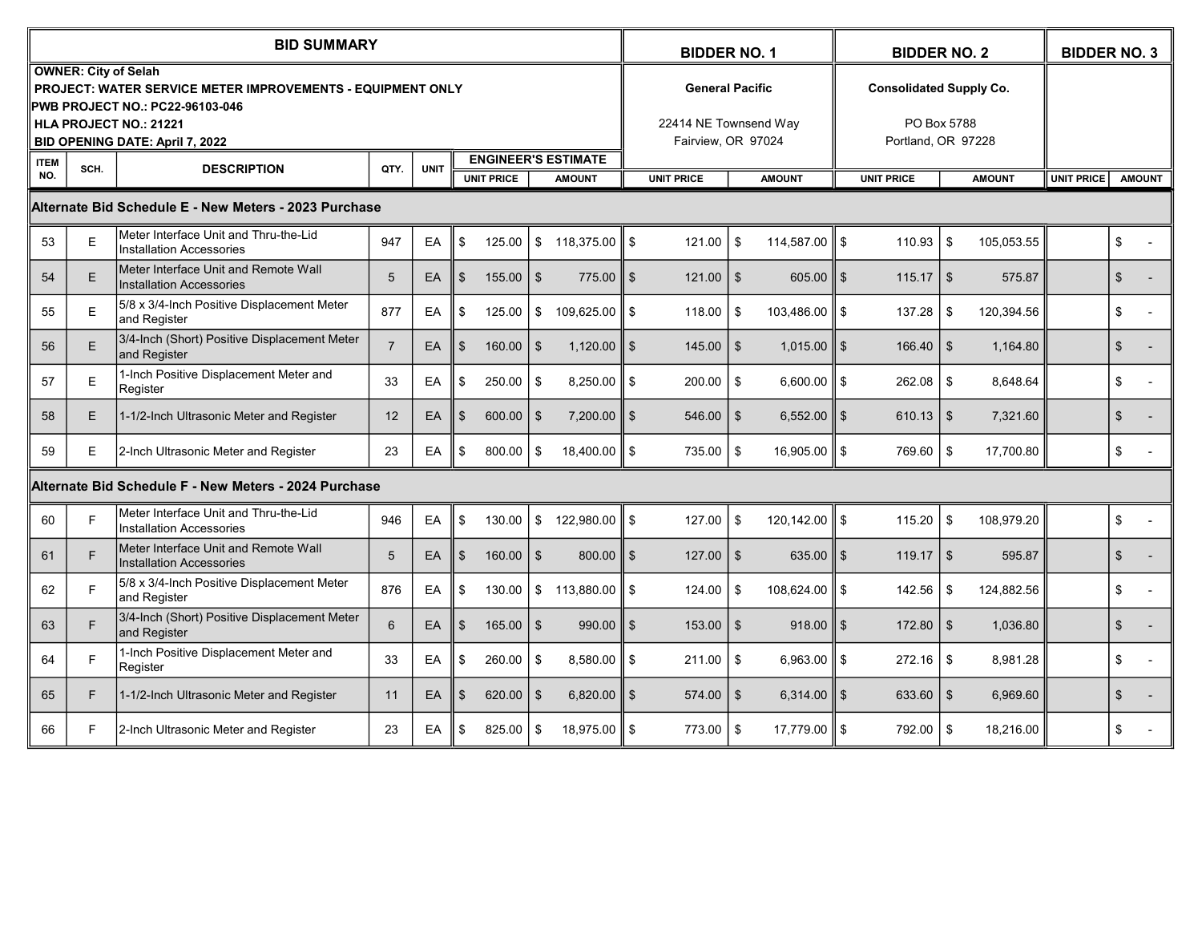| BID SUMMARY | | | | | | | BIDDER NO. 1 | | BIDDER NO. 2 | | BIDDER NO. 3 | |
|---|---|---|---|---|---|---|---|---|---|---|---|---|
| **OWNER: City of Selah**<br>**PROJECT: WATER SERVICE METER IMPROVEMENTS - EQUIPMENT ONLY**<br>**PWB PROJECT NO.: PC22-96103-046**<br>**HLA PROJECT NO.: 21221**<br>**BID OPENING DATE: April 7, 2022** | | | | | | | **General Pacific**<br><br>22414 NE Townsend Way<br>Fairview, OR 97024 | | **Consolidated Supply Co.**<br><br>PO Box 5788<br>Portland, OR 97228 | | | |
| ITEM NO. | SCH. | DESCRIPTION | QTY. | UNIT | ENGINEER'S ESTIMATE | | | | | | | |
| | | | | | UNIT PRICE | AMOUNT | UNIT PRICE | AMOUNT | UNIT PRICE | AMOUNT | UNIT PRICE | AMOUNT |
| **Alternate Bid Schedule E - New Meters - 2023 Purchase** | | | | | | | | | | | | |
| 53 | E | Meter Interface Unit and Thru-the-Lid Installation Accessories | 947 | EA | $ 125.00 | $ 118,375.00 | $ 121.00 | $ 114,587.00 | $ 110.93 | $ 105,053.55 | | $ - |
| 54 | E | Meter Interface Unit and Remote Wall Installation Accessories | 5 | EA | $ 155.00 | $ 775.00 | $ 121.00 | $ 605.00 | $ 115.17 | $ 575.87 | | $ - |
| 55 | E | 5/8 x 3/4-Inch Positive Displacement Meter and Register | 877 | EA | $ 125.00 | $ 109,625.00 | $ 118.00 | $ 103,486.00 | $ 137.28 | $ 120,394.56 | | $ - |
| 56 | E | 3/4-Inch (Short) Positive Displacement Meter and Register | 7 | EA | $ 160.00 | $ 1,120.00 | $ 145.00 | $ 1,015.00 | $ 166.40 | $ 1,164.80 | | $ - |
| 57 | E | 1-Inch Positive Displacement Meter and Register | 33 | EA | $ 250.00 | $ 8,250.00 | $ 200.00 | $ 6,600.00 | $ 262.08 | $ 8,648.64 | | $ - |
| 58 | E | 1-1/2-Inch Ultrasonic Meter and Register | 12 | EA | $ 600.00 | $ 7,200.00 | $ 546.00 | $ 6,552.00 | $ 610.13 | $ 7,321.60 | | $ - |
| 59 | E | 2-Inch Ultrasonic Meter and Register | 23 | EA | $ 800.00 | $ 18,400.00 | $ 735.00 | $ 16,905.00 | $ 769.60 | $ 17,700.80 | | $ - |
| **Alternate Bid Schedule F - New Meters - 2024 Purchase** | | | | | | | | | | | | |
| 60 | F | Meter Interface Unit and Thru-the-Lid Installation Accessories | 946 | EA | $ 130.00 | $ 122,980.00 | $ 127.00 | $ 120,142.00 | $ 115.20 | $ 108,979.20 | | $ - |
| 61 | F | Meter Interface Unit and Remote Wall Installation Accessories | 5 | EA | $ 160.00 | $ 800.00 | $ 127.00 | $ 635.00 | $ 119.17 | $ 595.87 | | $ - |
| 62 | F | 5/8 x 3/4-Inch Positive Displacement Meter and Register | 876 | EA | $ 130.00 | $ 113,880.00 | $ 124.00 | $ 108,624.00 | $ 142.56 | $ 124,882.56 | | $ - |
| 63 | F | 3/4-Inch (Short) Positive Displacement Meter and Register | 6 | EA | $ 165.00 | $ 990.00 | $ 153.00 | $ 918.00 | $ 172.80 | $ 1,036.80 | | $ - |
| 64 | F | 1-Inch Positive Displacement Meter and Register | 33 | EA | $ 260.00 | $ 8,580.00 | $ 211.00 | $ 6,963.00 | $ 272.16 | $ 8,981.28 | | $ - |
| 65 | F | 1-1/2-Inch Ultrasonic Meter and Register | 11 | EA | $ 620.00 | $ 6,820.00 | $ 574.00 | $ 6,314.00 | $ 633.60 | $ 6,969.60 | | $ - |
| 66 | F | 2-Inch Ultrasonic Meter and Register | 23 | EA | $ 825.00 | $ 18,975.00 | $ 773.00 | $ 17,779.00 | $ 792.00 | $ 18,216.00 | | $ - |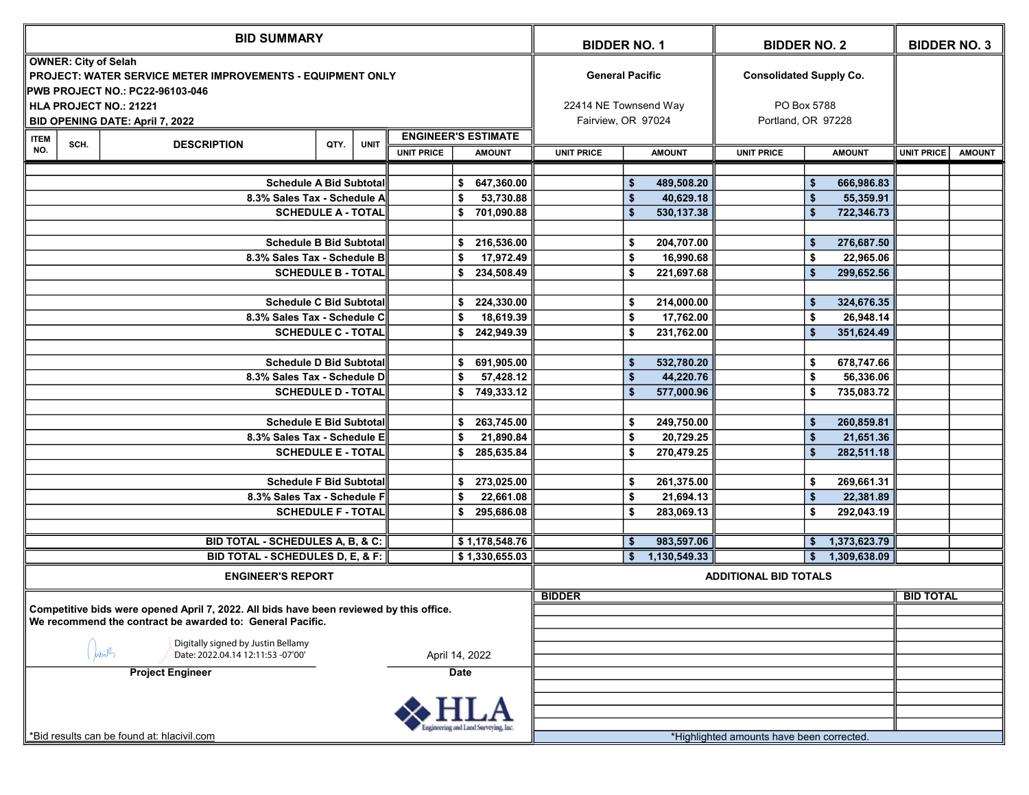# BID SUMMARY

**OWNER: City of Selah**
**PROJECT: WATER SERVICE METER IMPROVEMENTS - EQUIPMENT ONLY**
**PWB PROJECT NO.: PC22-96103-046**
**HLA PROJECT NO.: 21221**
**BID OPENING DATE: April 7, 2022**

| ITEM NO. | SCH. | DESCRIPTION | QTY. | UNIT | ENGINEER'S ESTIMATE | | BIDDER NO. 1 | | BIDDER NO. 2 | | BIDDER NO. 3 | |
|---|---|---|---|---|---|---|---|---|---|---|---|---|
| | | | | | | | General Pacific<br>22414 NE Townsend Way<br>Fairview, OR 97024 | | Consolidated Supply Co.<br>PO Box 5788<br>Portland, OR 97228 | | | |
| | | | | | UNIT PRICE | AMOUNT | UNIT PRICE | AMOUNT | UNIT PRICE | AMOUNT | UNIT PRICE | AMOUNT |
| | | **Schedule A Bid Subtotal** | | | | $ 647,360.00 | | $ 489,508.20 | | $ 666,986.83 | | |
| | | **8.3% Sales Tax - Schedule A** | | | | $ 53,730.88 | | $ 40,629.18 | | $ 55,359.91 | | |
| | | **SCHEDULE A - TOTAL** | | | | $ 701,090.88 | | $ 530,137.38 | | $ 722,346.73 | | |
| | | **Schedule B Bid Subtotal** | | | | $ 216,536.00 | | $ 204,707.00 | | $ 276,687.50 | | |
| | | **8.3% Sales Tax - Schedule B** | | | | $ 17,972.49 | | $ 16,990.68 | | $ 22,965.06 | | |
| | | **SCHEDULE B - TOTAL** | | | | $ 234,508.49 | | $ 221,697.68 | | $ 299,652.56 | | |
| | | **Schedule C Bid Subtotal** | | | | $ 224,330.00 | | $ 214,000.00 | | $ 324,676.35 | | |
| | | **8.3% Sales Tax - Schedule C** | | | | $ 18,619.39 | | $ 17,762.00 | | $ 26,948.14 | | |
| | | **SCHEDULE C - TOTAL** | | | | $ 242,949.39 | | $ 231,762.00 | | $ 351,624.49 | | |
| | | **Schedule D Bid Subtotal** | | | | $ 691,905.00 | | $ 532,780.20 | | $ 678,747.66 | | |
| | | **8.3% Sales Tax - Schedule D** | | | | $ 57,428.12 | | $ 44,220.76 | | $ 56,336.06 | | |
| | | **SCHEDULE D - TOTAL** | | | | $ 749,333.12 | | $ 577,000.96 | | $ 735,083.72 | | |
| | | **Schedule E Bid Subtotal** | | | | $ 263,745.00 | | $ 249,750.00 | | $ 260,859.81 | | |
| | | **8.3% Sales Tax - Schedule E** | | | | $ 21,890.84 | | $ 20,729.25 | | $ 21,651.36 | | |
| | | **SCHEDULE E - TOTAL** | | | | $ 285,635.84 | | $ 270,479.25 | | $ 282,511.18 | | |
| | | **Schedule F Bid Subtotal** | | | | $ 273,025.00 | | $ 261,375.00 | | $ 269,661.31 | | |
| | | **8.3% Sales Tax - Schedule F** | | | | $ 22,661.08 | | $ 21,694.13 | | $ 22,381.89 | | |
| | | **SCHEDULE F - TOTAL** | | | | $ 295,686.08 | | $ 283,069.13 | | $ 292,043.19 | | |
| | | **BID TOTAL - SCHEDULES A, B, & C:** | | | | $ 1,178,548.76 | | $ 983,597.06 | | $ 1,373,623.79 | | |
| | | **BID TOTAL - SCHEDULES D, E, & F:** | | | | $ 1,330,655.03 | | $ 1,130,549.33 | | $ 1,309,638.09 | | |

## ENGINEER'S REPORT

**Competitive bids were opened April 7, 2022. All bids have been reviewed by this office.**
**We recommend the contract be awarded to: General Pacific.**

Digitally signed by Justin Bellamy
Date: 2022.04.14 12:11:53 -07'00'

**Project Engineer**

April 14, 2022
**Date**

HLA Engineering and Land Surveying, Inc.

*Bid results can be found at: hlacivil.com

## ADDITIONAL BID TOTALS

| BIDDER | BID TOTAL |
|---|---|
| | |

*Highlighted amounts have been corrected.